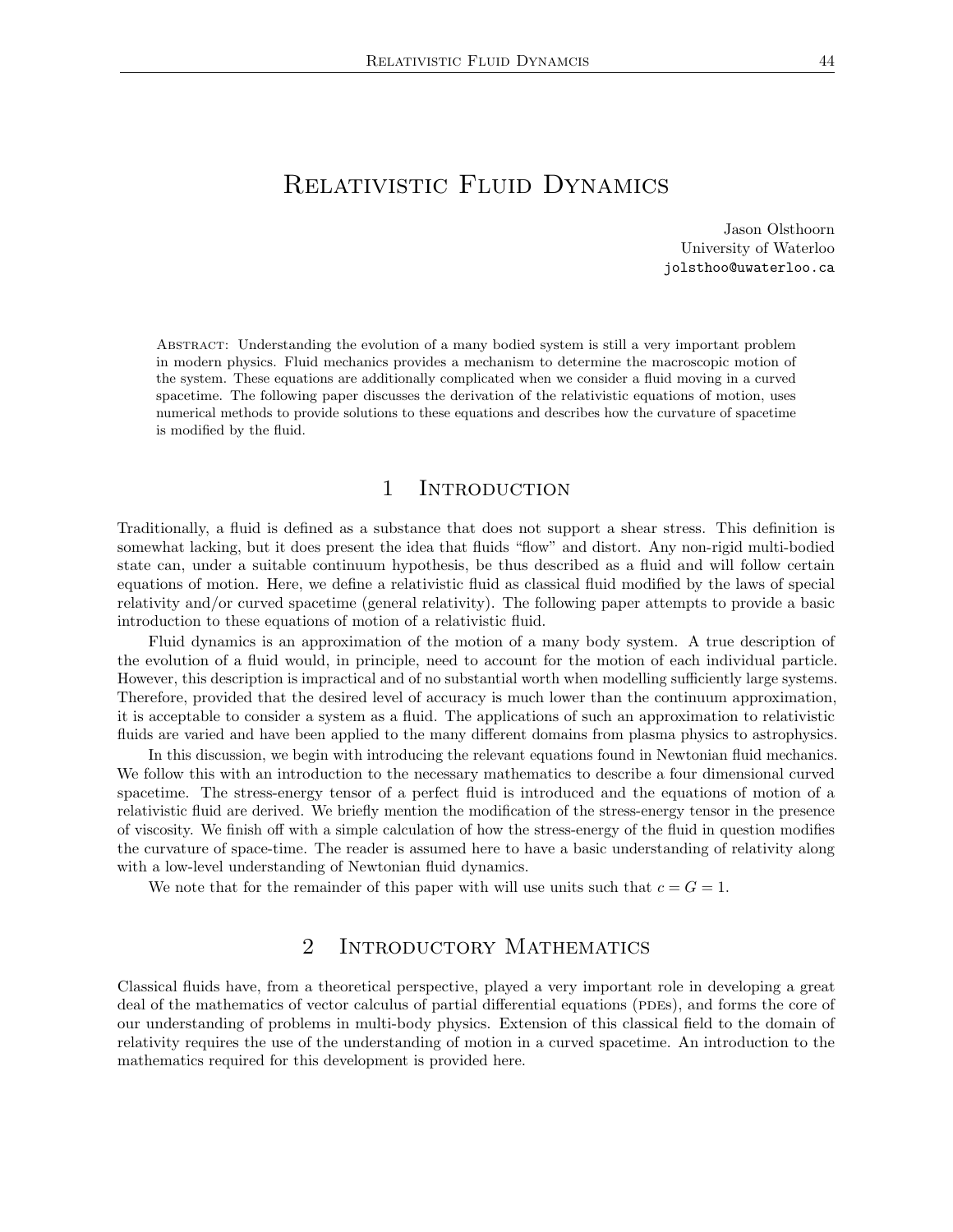# Relativistic Fluid Dynamics

Jason Olsthoorn
University of Waterloo
jolsthoo@uwaterloo.ca

Abstract: Understanding the evolution of a many bodied system is still a very important problem in modern physics. Fluid mechanics provides a mechanism to determine the macroscopic motion of the system. These equations are additionally complicated when we consider a fluid moving in a curved spacetime. The following paper discusses the derivation of the relativistic equations of motion, uses numerical methods to provide solutions to these equations and describes how the curvature of spacetime is modified by the fluid.

## 1 Introduction

Traditionally, a fluid is defined as a substance that does not support a shear stress. This definition is somewhat lacking, but it does present the idea that fluids "flow" and distort. Any non-rigid multi-bodied state can, under a suitable continuum hypothesis, be thus described as a fluid and will follow certain equations of motion. Here, we define a relativistic fluid as classical fluid modified by the laws of special relativity and/or curved spacetime (general relativity). The following paper attempts to provide a basic introduction to these equations of motion of a relativistic fluid.

Fluid dynamics is an approximation of the motion of a many body system. A true description of the evolution of a fluid would, in principle, need to account for the motion of each individual particle. However, this description is impractical and of no substantial worth when modelling sufficiently large systems. Therefore, provided that the desired level of accuracy is much lower than the continuum approximation, it is acceptable to consider a system as a fluid. The applications of such an approximation to relativistic fluids are varied and have been applied to the many different domains from plasma physics to astrophysics.

In this discussion, we begin with introducing the relevant equations found in Newtonian fluid mechanics. We follow this with an introduction to the necessary mathematics to describe a four dimensional curved spacetime. The stress-energy tensor of a perfect fluid is introduced and the equations of motion of a relativistic fluid are derived. We briefly mention the modification of the stress-energy tensor in the presence of viscosity. We finish off with a simple calculation of how the stress-energy of the fluid in question modifies the curvature of space-time. The reader is assumed here to have a basic understanding of relativity along with a low-level understanding of Newtonian fluid dynamics.

We note that for the remainder of this paper with will use units such that $c = G = 1$.

## 2 Introductory Mathematics

Classical fluids have, from a theoretical perspective, played a very important role in developing a great deal of the mathematics of vector calculus of partial differential equations (pdes), and forms the core of our understanding of problems in multi-body physics. Extension of this classical field to the domain of relativity requires the use of the understanding of motion in a curved spacetime. An introduction to the mathematics required for this development is provided here.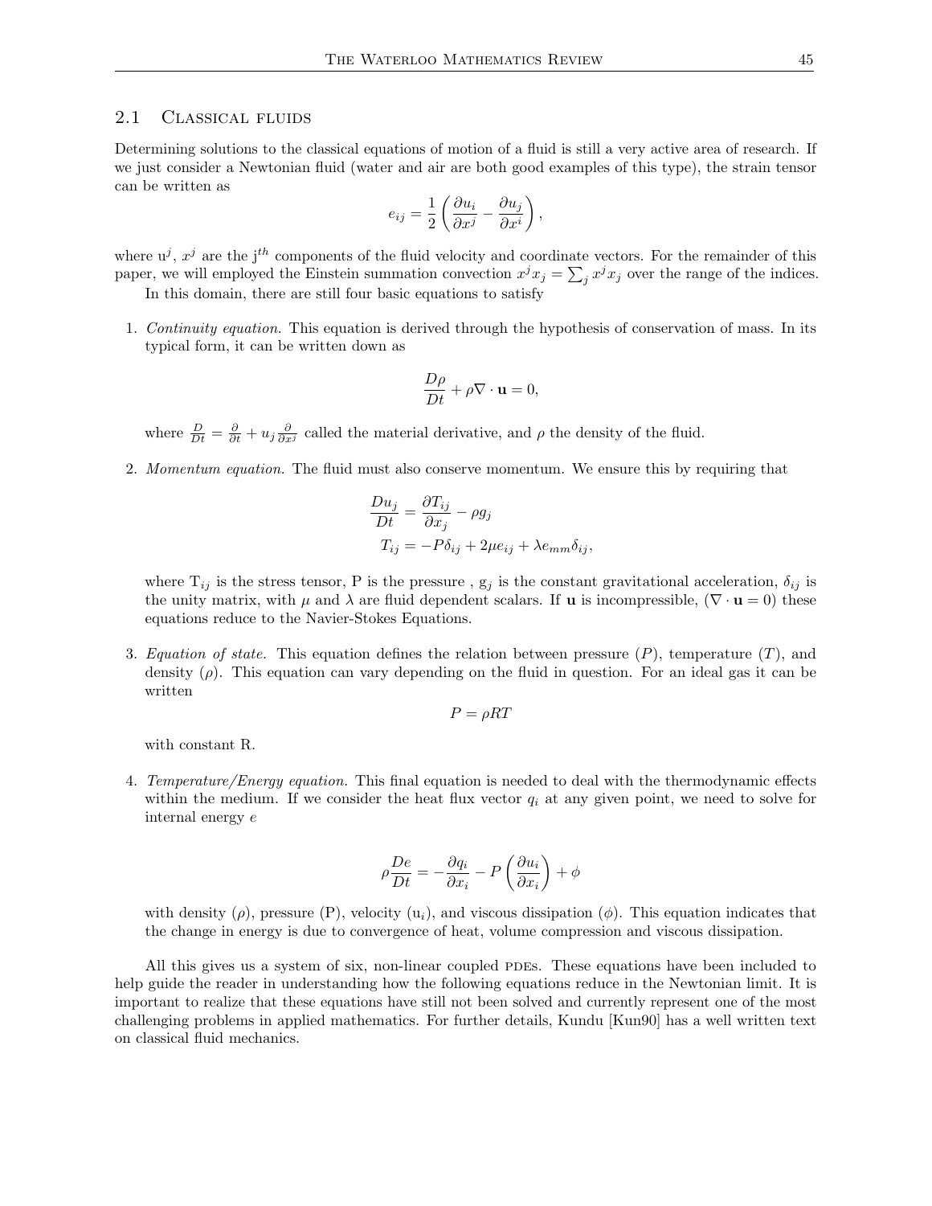## 2.1 Classical fluids

Determining solutions to the classical equations of motion of a fluid is still a very active area of research. If we just consider a Newtonian fluid (water and air are both good examples of this type), the strain tensor can be written as

$$e_{ij} = \frac{1}{2}\left(\frac{\partial u_i}{\partial x^j} - \frac{\partial u_j}{\partial x^i}\right),$$

where $u^j$, $x^j$ are the $j^{th}$ components of the fluid velocity and coordinate vectors. For the remainder of this paper, we will employed the Einstein summation convection $x^j x_j = \sum_j x^j x_j$ over the range of the indices.

In this domain, there are still four basic equations to satisfy

1. *Continuity equation.* This equation is derived through the hypothesis of conservation of mass. In its typical form, it can be written down as

   $$\frac{D\rho}{Dt} + \rho \nabla \cdot \mathbf{u} = 0,$$

   where $\frac{D}{Dt} = \frac{\partial}{\partial t} + u_j \frac{\partial}{\partial x^j}$ called the material derivative, and $\rho$ the density of the fluid.

2. *Momentum equation.* The fluid must also conserve momentum. We ensure this by requiring that

   $$\frac{Du_j}{Dt} = \frac{\partial T_{ij}}{\partial x_j} - \rho g_j$$
   $$T_{ij} = -P\delta_{ij} + 2\mu e_{ij} + \lambda e_{mm}\delta_{ij},$$

   where $T_{ij}$ is the stress tensor, P is the pressure , $g_j$ is the constant gravitational acceleration, $\delta_{ij}$ is the unity matrix, with $\mu$ and $\lambda$ are fluid dependent scalars. If $\mathbf{u}$ is incompressible, ($\nabla \cdot \mathbf{u} = 0$) these equations reduce to the Navier-Stokes Equations.

3. *Equation of state.* This equation defines the relation between pressure ($P$), temperature ($T$), and density ($\rho$). This equation can vary depending on the fluid in question. For an ideal gas it can be written

   $$P = \rho R T$$

   with constant R.

4. *Temperature/Energy equation.* This final equation is needed to deal with the thermodynamic effects within the medium. If we consider the heat flux vector $q_i$ at any given point, we need to solve for internal energy $e$

   $$\rho \frac{De}{Dt} = -\frac{\partial q_i}{\partial x_i} - P\left(\frac{\partial u_i}{\partial x_i}\right) + \phi$$

   with density ($\rho$), pressure (P), velocity ($u_i$), and viscous dissipation ($\phi$). This equation indicates that the change in energy is due to convergence of heat, volume compression and viscous dissipation.

All this gives us a system of six, non-linear coupled PDEs. These equations have been included to help guide the reader in understanding how the following equations reduce in the Newtonian limit. It is important to realize that these equations have still not been solved and currently represent one of the most challenging problems in applied mathematics. For further details, Kundu [Kun90] has a well written text on classical fluid mechanics.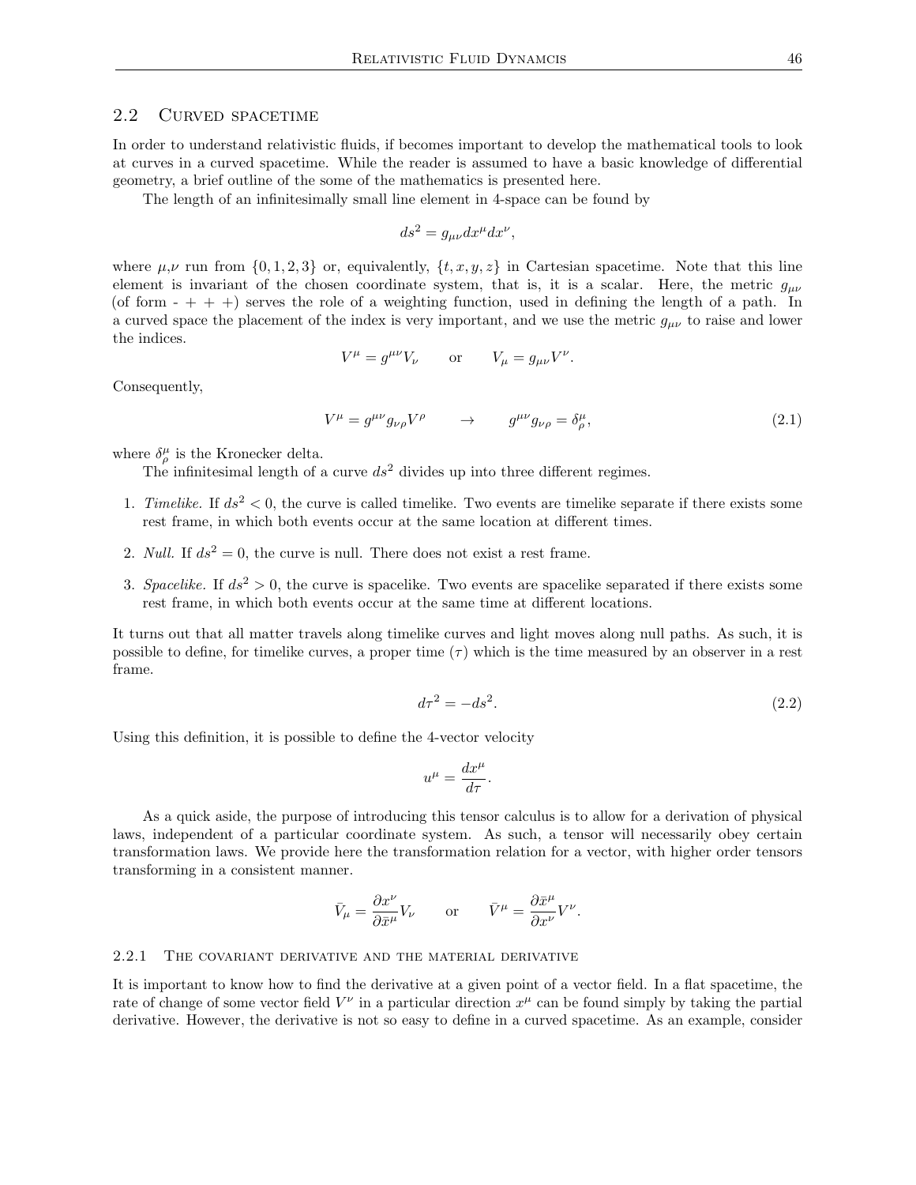## 2.2 Curved spacetime

In order to understand relativistic fluids, if becomes important to develop the mathematical tools to look at curves in a curved spacetime. While the reader is assumed to have a basic knowledge of differential geometry, a brief outline of the some of the mathematics is presented here.

The length of an infinitesimally small line element in 4-space can be found by

$$ds^2 = g_{\mu\nu} dx^\mu dx^\nu,$$

where $\mu$,$\nu$ run from $\{0, 1, 2, 3\}$ or, equivalently, $\{t, x, y, z\}$ in Cartesian spacetime. Note that this line element is invariant of the chosen coordinate system, that is, it is a scalar. Here, the metric $g_{\mu\nu}$ (of form - + + +) serves the role of a weighting function, used in defining the length of a path. In a curved space the placement of the index is very important, and we use the metric $g_{\mu\nu}$ to raise and lower the indices.

$$V^\mu = g^{\mu\nu} V_\nu \qquad \text{or} \qquad V_\mu = g_{\mu\nu} V^\nu.$$

Consequently,

$$V^\mu = g^{\mu\nu} g_{\nu\rho} V^\rho \qquad \rightarrow \qquad g^{\mu\nu} g_{\nu\rho} = \delta^\mu_\rho, \tag{2.1}$$

where $\delta^\mu_\rho$ is the Kronecker delta.

The infinitesimal length of a curve $ds^2$ divides up into three different regimes.

1. *Timelike.* If $ds^2 < 0$, the curve is called timelike. Two events are timelike separate if there exists some rest frame, in which both events occur at the same location at different times.
2. *Null.* If $ds^2 = 0$, the curve is null. There does not exist a rest frame.
3. *Spacelike.* If $ds^2 > 0$, the curve is spacelike. Two events are spacelike separated if there exists some rest frame, in which both events occur at the same time at different locations.

It turns out that all matter travels along timelike curves and light moves along null paths. As such, it is possible to define, for timelike curves, a proper time ($\tau$) which is the time measured by an observer in a rest frame.

$$d\tau^2 = -ds^2. \tag{2.2}$$

Using this definition, it is possible to define the 4-vector velocity

$$u^\mu = \frac{dx^\mu}{d\tau}.$$

As a quick aside, the purpose of introducing this tensor calculus is to allow for a derivation of physical laws, independent of a particular coordinate system. As such, a tensor will necessarily obey certain transformation laws. We provide here the transformation relation for a vector, with higher order tensors transforming in a consistent manner.

$$\bar{V}_\mu = \frac{\partial x^\nu}{\partial \bar{x}^\mu} V_\nu \qquad \text{or} \qquad \bar{V}^\mu = \frac{\partial \bar{x}^\mu}{\partial x^\nu} V^\nu.$$

### 2.2.1 The covariant derivative and the material derivative

It is important to know how to find the derivative at a given point of a vector field. In a flat spacetime, the rate of change of some vector field $V^\nu$ in a particular direction $x^\mu$ can be found simply by taking the partial derivative. However, the derivative is not so easy to define in a curved spacetime. As an example, consider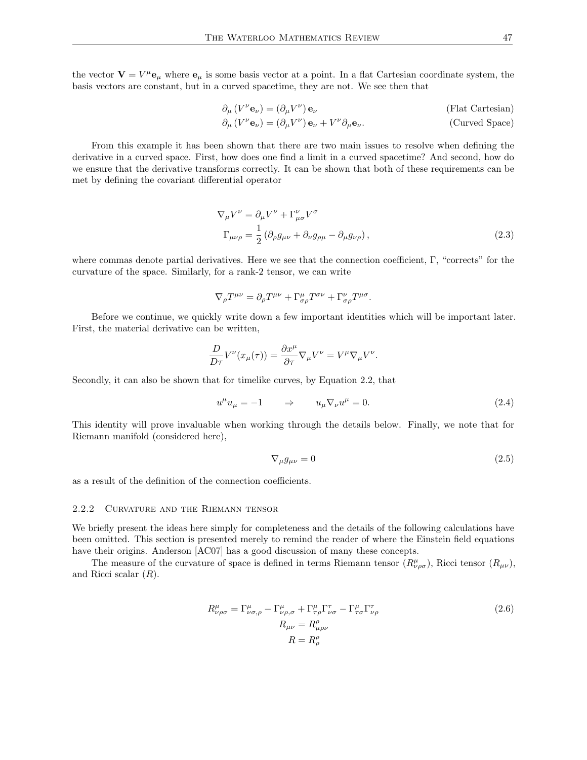the vector $\mathbf{V} = V^\mu \mathbf{e}_\mu$ where $\mathbf{e}_\mu$ is some basis vector at a point. In a flat Cartesian coordinate system, the basis vectors are constant, but in a curved spacetime, they are not. We see then that

$$\partial_\mu (V^\nu \mathbf{e}_\nu) = (\partial_\mu V^\nu) \mathbf{e}_\nu \qquad \text{(Flat Cartesian)}$$
$$\partial_\mu (V^\nu \mathbf{e}_\nu) = (\partial_\mu V^\nu) \mathbf{e}_\nu + V^\nu \partial_\mu \mathbf{e}_\nu. \qquad \text{(Curved Space)}$$

From this example it has been shown that there are two main issues to resolve when defining the derivative in a curved space. First, how does one find a limit in a curved spacetime? And second, how do we ensure that the derivative transforms correctly. It can be shown that both of these requirements can be met by defining the covariant differential operator

$$\begin{aligned} \nabla_\mu V^\nu &= \partial_\mu V^\nu + \Gamma^\nu_{\mu\sigma} V^\sigma \\ \Gamma_{\mu\nu\rho} &= \frac{1}{2} \left( \partial_\rho g_{\mu\nu} + \partial_\nu g_{\rho\mu} - \partial_\mu g_{\nu\rho} \right), \end{aligned} \tag{2.3}$$

where commas denote partial derivatives. Here we see that the connection coefficient, $\Gamma$, "corrects" for the curvature of the space. Similarly, for a rank-2 tensor, we can write

$$\nabla_\rho T^{\mu\nu} = \partial_\rho T^{\mu\nu} + \Gamma^\mu_{\sigma\rho} T^{\sigma\nu} + \Gamma^\nu_{\sigma\rho} T^{\mu\sigma}.$$

Before we continue, we quickly write down a few important identities which will be important later. First, the material derivative can be written,

$$\frac{D}{D\tau} V^\nu(x_\mu(\tau)) = \frac{\partial x^\mu}{\partial \tau} \nabla_\mu V^\nu = V^\mu \nabla_\mu V^\nu.$$

Secondly, it can also be shown that for timelike curves, by Equation 2.2, that

$$u^\mu u_\mu = -1 \qquad \Rightarrow \qquad u_\mu \nabla_\nu u^\mu = 0. \tag{2.4}$$

This identity will prove invaluable when working through the details below. Finally, we note that for Riemann manifold (considered here),

$$\nabla_\mu g_{\mu\nu} = 0 \tag{2.5}$$

as a result of the definition of the connection coefficients.

### 2.2.2 Curvature and the Riemann tensor

We briefly present the ideas here simply for completeness and the details of the following calculations have been omitted. This section is presented merely to remind the reader of where the Einstein field equations have their origins. Anderson [AC07] has a good discussion of many these concepts.

The measure of the curvature of space is defined in terms Riemann tensor ($R^\mu_{\nu\rho\sigma}$), Ricci tensor ($R_{\mu\nu}$), and Ricci scalar ($R$).

$$\begin{aligned} R^\mu_{\nu\rho\sigma} &= \Gamma^\mu_{\nu\sigma,\rho} - \Gamma^\mu_{\nu\rho,\sigma} + \Gamma^\mu_{\tau\rho}\Gamma^\tau_{\nu\sigma} - \Gamma^\mu_{\tau\sigma}\Gamma^\tau_{\nu\rho} \\ R_{\mu\nu} &= R^\rho_{\mu\rho\nu} \\ R &= R^\rho_\rho \end{aligned} \tag{2.6}$$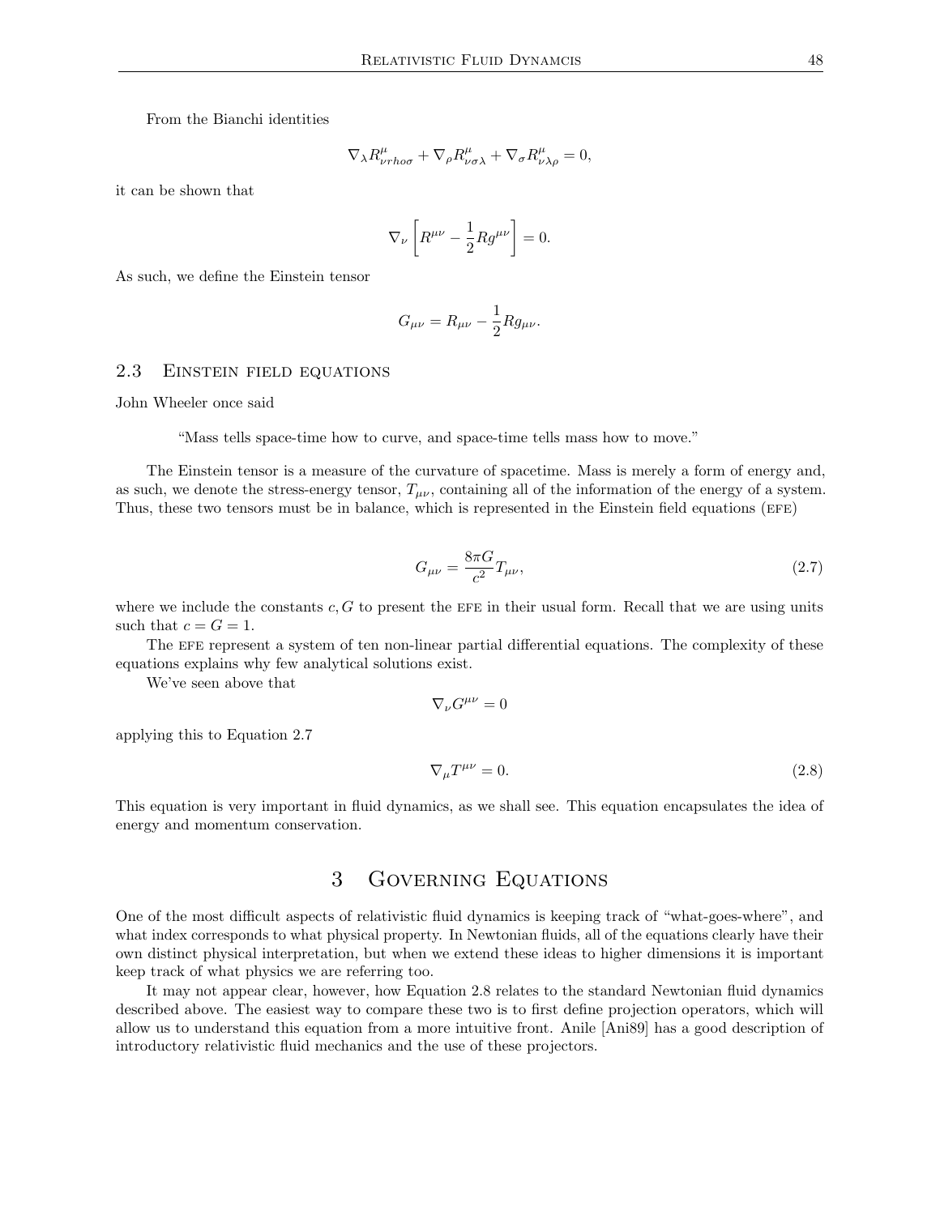From the Bianchi identities

$$\nabla_\lambda R^\mu_{\nu rho\sigma} + \nabla_\rho R^\mu_{\nu\sigma\lambda} + \nabla_\sigma R^\mu_{\nu\lambda\rho} = 0,$$

it can be shown that

$$\nabla_\nu \left[ R^{\mu\nu} - \frac{1}{2} R g^{\mu\nu} \right] = 0.$$

As such, we define the Einstein tensor

$$G_{\mu\nu} = R_{\mu\nu} - \frac{1}{2} R g_{\mu\nu}.$$

## 2.3 Einstein field equations

John Wheeler once said

> "Mass tells space-time how to curve, and space-time tells mass how to move."

The Einstein tensor is a measure of the curvature of spacetime. Mass is merely a form of energy and, as such, we denote the stress-energy tensor, $T_{\mu\nu}$, containing all of the information of the energy of a system. Thus, these two tensors must be in balance, which is represented in the Einstein field equations (EFE)

$$G_{\mu\nu} = \frac{8\pi G}{c^2} T_{\mu\nu}, \tag{2.7}$$

where we include the constants $c, G$ to present the EFE in their usual form. Recall that we are using units such that $c = G = 1$.

The EFE represent a system of ten non-linear partial differential equations. The complexity of these equations explains why few analytical solutions exist.

We've seen above that

$$\nabla_\nu G^{\mu\nu} = 0$$

applying this to Equation 2.7

$$\nabla_\mu T^{\mu\nu} = 0. \tag{2.8}$$

This equation is very important in fluid dynamics, as we shall see. This equation encapsulates the idea of energy and momentum conservation.

# 3 Governing Equations

One of the most difficult aspects of relativistic fluid dynamics is keeping track of "what-goes-where", and what index corresponds to what physical property. In Newtonian fluids, all of the equations clearly have their own distinct physical interpretation, but when we extend these ideas to higher dimensions it is important keep track of what physics we are referring too.

It may not appear clear, however, how Equation 2.8 relates to the standard Newtonian fluid dynamics described above. The easiest way to compare these two is to first define projection operators, which will allow us to understand this equation from a more intuitive front. Anile [Ani89] has a good description of introductory relativistic fluid mechanics and the use of these projectors.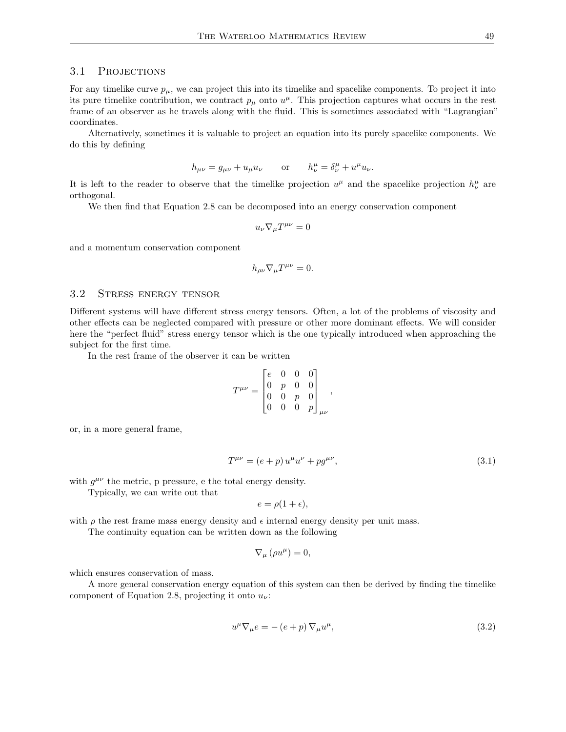## 3.1 Projections

For any timelike curve $p_\mu$, we can project this into its timelike and spacelike components. To project it into its pure timelike contribution, we contract $p_\mu$ onto $u^\mu$. This projection captures what occurs in the rest frame of an observer as he travels along with the fluid. This is sometimes associated with "Lagrangian" coordinates.

Alternatively, sometimes it is valuable to project an equation into its purely spacelike components. We do this by defining

$$h_{\mu\nu} = g_{\mu\nu} + u_\mu u_\nu \qquad \text{or} \qquad h^\mu_\nu = \delta^\mu_\nu + u^\mu u_\nu.$$

It is left to the reader to observe that the timelike projection $u^\mu$ and the spacelike projection $h^\mu_\nu$ are orthogonal.

We then find that Equation 2.8 can be decomposed into an energy conservation component

$$u_\nu \nabla_\mu T^{\mu\nu} = 0$$

and a momentum conservation component

$$h_{\rho\nu} \nabla_\mu T^{\mu\nu} = 0.$$

## 3.2 Stress energy tensor

Different systems will have different stress energy tensors. Often, a lot of the problems of viscosity and other effects can be neglected compared with pressure or other more dominant effects. We will consider here the "perfect fluid" stress energy tensor which is the one typically introduced when approaching the subject for the first time.

In the rest frame of the observer it can be written

$$T^{\mu\nu} = \begin{bmatrix} e & 0 & 0 & 0 \\ 0 & p & 0 & 0 \\ 0 & 0 & p & 0 \\ 0 & 0 & 0 & p \end{bmatrix}_{\mu\nu},$$

or, in a more general frame,

$$T^{\mu\nu} = (e+p)\, u^\mu u^\nu + p g^{\mu\nu}, \tag{3.1}$$

with $g^{\mu\nu}$ the metric, p pressure, e the total energy density.

Typically, we can write out that

$$e = \rho(1+\epsilon),$$

with $\rho$ the rest frame mass energy density and $\epsilon$ internal energy density per unit mass.

The continuity equation can be written down as the following

$$\nabla_\mu (\rho u^\mu) = 0,$$

which ensures conservation of mass.

A more general conservation energy equation of this system can then be derived by finding the timelike component of Equation 2.8, projecting it onto $u_\nu$:

$$u^\mu \nabla_\mu e = -(e+p)\, \nabla_\mu u^\mu, \tag{3.2}$$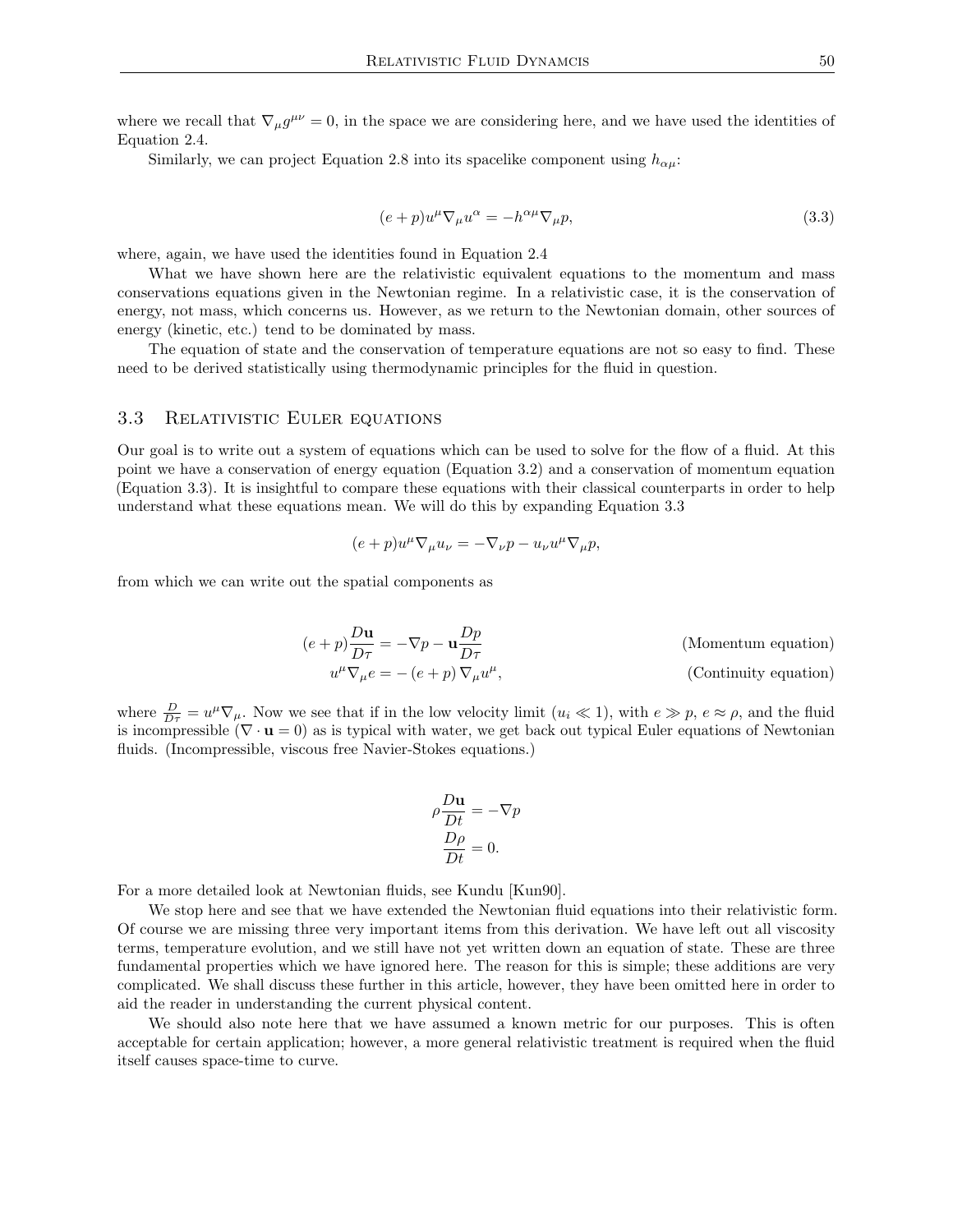where we recall that $\nabla_\mu g^{\mu\nu} = 0$, in the space we are considering here, and we have used the identities of Equation 2.4.

Similarly, we can project Equation 2.8 into its spacelike component using $h_{\alpha\mu}$:

$$(e+p)u^\mu \nabla_\mu u^\alpha = -h^{\alpha\mu}\nabla_\mu p, \tag{3.3}$$

where, again, we have used the identities found in Equation 2.4

What we have shown here are the relativistic equivalent equations to the momentum and mass conservations equations given in the Newtonian regime. In a relativistic case, it is the conservation of energy, not mass, which concerns us. However, as we return to the Newtonian domain, other sources of energy (kinetic, etc.) tend to be dominated by mass.

The equation of state and the conservation of temperature equations are not so easy to find. These need to be derived statistically using thermodynamic principles for the fluid in question.

## 3.3 Relativistic Euler equations

Our goal is to write out a system of equations which can be used to solve for the flow of a fluid. At this point we have a conservation of energy equation (Equation 3.2) and a conservation of momentum equation (Equation 3.3). It is insightful to compare these equations with their classical counterparts in order to help understand what these equations mean. We will do this by expanding Equation 3.3

$$(e+p)u^\mu \nabla_\mu u_\nu = -\nabla_\nu p - u_\nu u^\mu \nabla_\mu p,$$

from which we can write out the spatial components as

$$(e+p)\frac{D\mathbf{u}}{D\tau} = -\nabla p - \mathbf{u}\frac{Dp}{D\tau} \qquad \text{(Momentum equation)}$$
$$u^\mu \nabla_\mu e = -(e+p)\nabla_\mu u^\mu, \qquad \text{(Continuity equation)}$$

where $\frac{D}{D\tau} = u^\mu \nabla_\mu$. Now we see that if in the low velocity limit ($u_i \ll 1$), with $e \gg p$, $e \approx \rho$, and the fluid is incompressible ($\nabla \cdot \mathbf{u} = 0$) as is typical with water, we get back out typical Euler equations of Newtonian fluids. (Incompressible, viscous free Navier-Stokes equations.)

$$\rho\frac{D\mathbf{u}}{Dt} = -\nabla p$$
$$\frac{D\rho}{Dt} = 0.$$

For a more detailed look at Newtonian fluids, see Kundu [Kun90].

We stop here and see that we have extended the Newtonian fluid equations into their relativistic form. Of course we are missing three very important items from this derivation. We have left out all viscosity terms, temperature evolution, and we still have not yet written down an equation of state. These are three fundamental properties which we have ignored here. The reason for this is simple; these additions are very complicated. We shall discuss these further in this article, however, they have been omitted here in order to aid the reader in understanding the current physical content.

We should also note here that we have assumed a known metric for our purposes. This is often acceptable for certain application; however, a more general relativistic treatment is required when the fluid itself causes space-time to curve.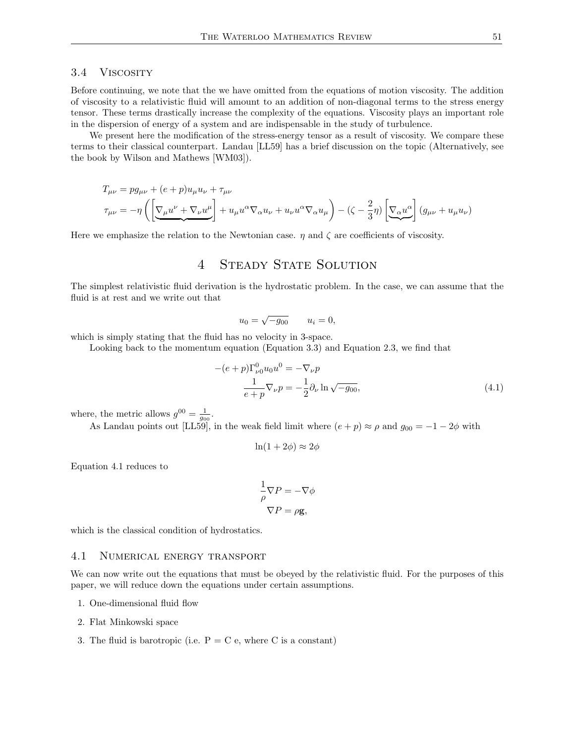### 3.4 Viscosity

Before continuing, we note that the we have omitted from the equations of motion viscosity. The addition of viscosity to a relativistic fluid will amount to an addition of non-diagonal terms to the stress energy tensor. These terms drastically increase the complexity of the equations. Viscosity plays an important role in the dispersion of energy of a system and are indispensable in the study of turbulence.

We present here the modification of the stress-energy tensor as a result of viscosity. We compare these terms to their classical counterpart. Landau [LL59] has a brief discussion on the topic (Alternatively, see the book by Wilson and Mathews [WM03]).

$$
\begin{aligned}
T_{\mu\nu} &= pg_{\mu\nu} + (e+p)u_\mu u_\nu + \tau_{\mu\nu} \\
\tau_{\mu\nu} &= -\eta\left(\left[\underbrace{\nabla_\mu u^\nu + \nabla_\nu u^\mu}\right] + u_\mu u^\alpha \nabla_\alpha u_\nu + u_\nu u^\alpha \nabla_\alpha u_\mu\right) - (\zeta - \frac{2}{3}\eta)\left[\underbrace{\nabla_\alpha u^\alpha}\right](g_{\mu\nu} + u_\mu u_\nu)
\end{aligned}
$$

Here we emphasize the relation to the Newtonian case. $\eta$ and $\zeta$ are coefficients of viscosity.

## 4 Steady State Solution

The simplest relativistic fluid derivation is the hydrostatic problem. In the case, we can assume that the fluid is at rest and we write out that

$$
u_0 = \sqrt{-g_{00}} \qquad u_i = 0,
$$

which is simply stating that the fluid has no velocity in 3-space.

Looking back to the momentum equation (Equation 3.3) and Equation 2.3, we find that

$$
\begin{aligned}
-(e+p)\Gamma^0_{\nu 0} u_0 u^0 &= -\nabla_\nu p \\
\frac{1}{e+p}\nabla_\nu p &= -\frac{1}{2}\partial_\nu \ln \sqrt{-g_{00}},
\end{aligned} \tag{4.1}
$$

where, the metric allows $g^{00} = \frac{1}{g_{00}}$.

As Landau points out [LL59], in the weak field limit where $(e+p) \approx \rho$ and $g_{00} = -1 - 2\phi$ with

$$
\ln(1 + 2\phi) \approx 2\phi
$$

Equation 4.1 reduces to

$$
\begin{aligned}
\frac{1}{\rho}\nabla P &= -\nabla\phi \\
\nabla P &= \rho\mathbf{g},
\end{aligned}
$$

which is the classical condition of hydrostatics.

### 4.1 Numerical energy transport

We can now write out the equations that must be obeyed by the relativistic fluid. For the purposes of this paper, we will reduce down the equations under certain assumptions.

1. One-dimensional fluid flow
2. Flat Minkowski space
3. The fluid is barotropic (i.e. P = C e, where C is a constant)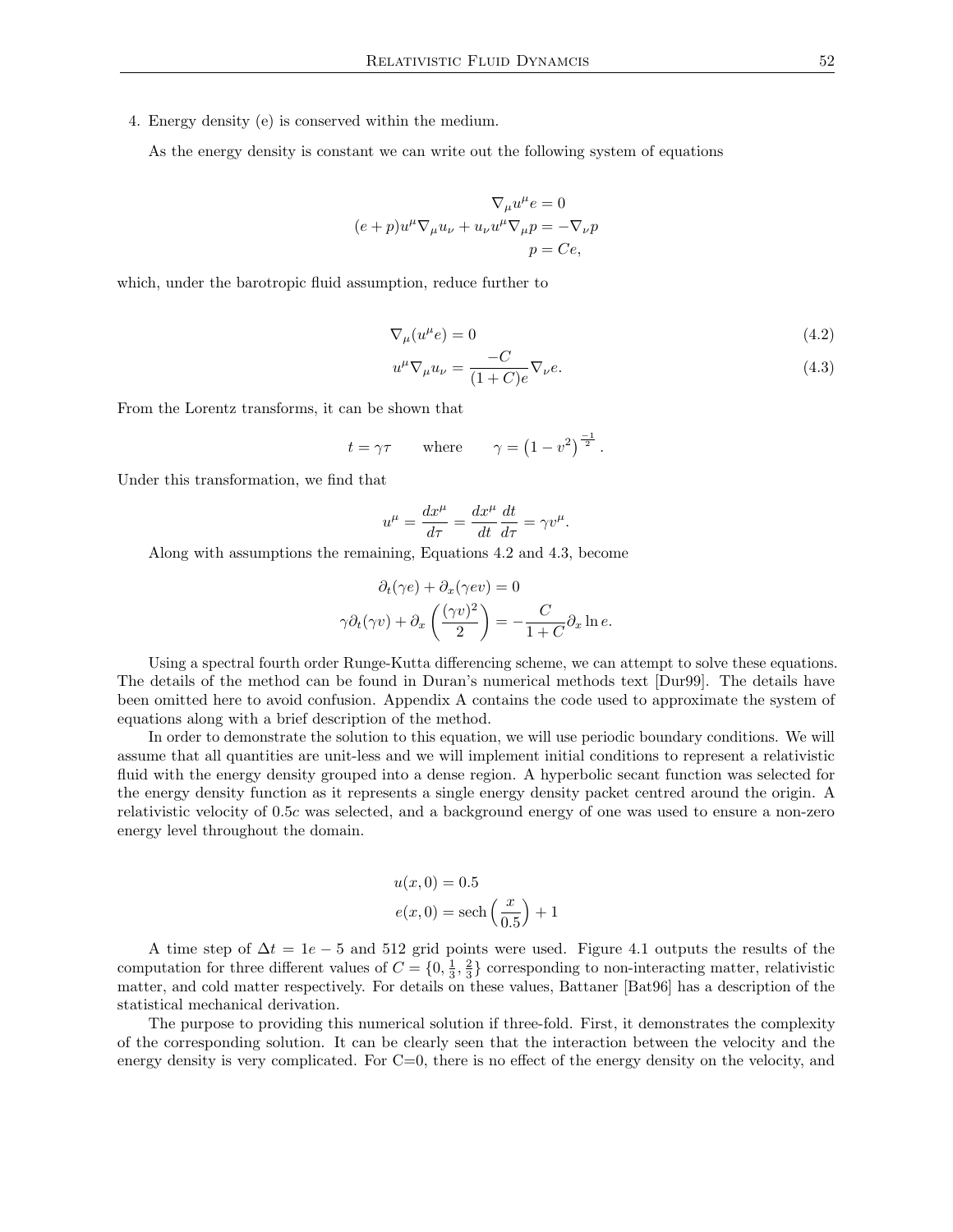4. Energy density (e) is conserved within the medium.

   As the energy density is constant we can write out the following system of equations

$$
\begin{aligned}
\nabla_\mu u^\mu e &= 0 \\
(e+p)u^\mu \nabla_\mu u_\nu + u_\nu u^\mu \nabla_\mu p &= -\nabla_\nu p \\
p &= Ce,
\end{aligned}
$$

which, under the barotropic fluid assumption, reduce further to

$$
\nabla_\mu (u^\mu e) = 0 \tag{4.2}
$$

$$
u^\mu \nabla_\mu u_\nu = \frac{-C}{(1+C)e} \nabla_\nu e. \tag{4.3}
$$

From the Lorentz transforms, it can be shown that

$$
t = \gamma \tau \qquad \text{where} \qquad \gamma = \left(1 - v^2\right)^{\frac{-1}{2}}.
$$

Under this transformation, we find that

$$
u^\mu = \frac{dx^\mu}{d\tau} = \frac{dx^\mu}{dt}\frac{dt}{d\tau} = \gamma v^\mu.
$$

Along with assumptions the remaining, Equations 4.2 and 4.3, become

$$
\begin{aligned}
\partial_t(\gamma e) + \partial_x(\gamma e v) &= 0 \\
\gamma \partial_t(\gamma v) + \partial_x\left(\frac{(\gamma v)^2}{2}\right) &= -\frac{C}{1+C}\partial_x \ln e.
\end{aligned}
$$

Using a spectral fourth order Runge-Kutta differencing scheme, we can attempt to solve these equations. The details of the method can be found in Duran's numerical methods text [Dur99]. The details have been omitted here to avoid confusion. Appendix A contains the code used to approximate the system of equations along with a brief description of the method.

In order to demonstrate the solution to this equation, we will use periodic boundary conditions. We will assume that all quantities are unit-less and we will implement initial conditions to represent a relativistic fluid with the energy density grouped into a dense region. A hyperbolic secant function was selected for the energy density function as it represents a single energy density packet centred around the origin. A relativistic velocity of $0.5c$ was selected, and a background energy of one was used to ensure a non-zero energy level throughout the domain.

$$
\begin{aligned}
u(x,0) &= 0.5 \\
e(x,0) &= \operatorname{sech}\left(\frac{x}{0.5}\right) + 1
\end{aligned}
$$

A time step of $\Delta t = 1e-5$ and 512 grid points were used. Figure 4.1 outputs the results of the computation for three different values of $C = \{0, \frac{1}{3}, \frac{2}{3}\}$ corresponding to non-interacting matter, relativistic matter, and cold matter respectively. For details on these values, Battaner [Bat96] has a description of the statistical mechanical derivation.

The purpose to providing this numerical solution if three-fold. First, it demonstrates the complexity of the corresponding solution. It can be clearly seen that the interaction between the velocity and the energy density is very complicated. For C=0, there is no effect of the energy density on the velocity, and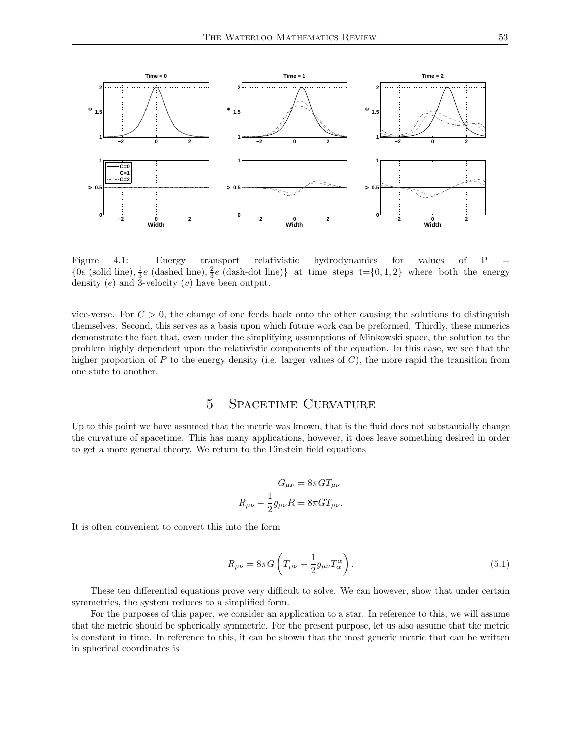Time = 0

Time = 1

Time = 2

e

2

1.5

1

−2

0

2

v

1

0.5

0

Width

C=0

C=1

C=2

Figure 4.1: Energy transport relativistic hydrodynamics for values of P = $\{0e$ (solid line), $\frac{1}{3}e$ (dashed line), $\frac{2}{3}e$ (dash-dot line)$\}$ at time steps t=$\{0, 1, 2\}$ where both the energy density ($e$) and 3-velocity ($v$) have been output.

vice-verse. For $C > 0$, the change of one feeds back onto the other causing the solutions to distinguish themselves. Second, this serves as a basis upon which future work can be preformed. Thirdly, these numerics demonstrate the fact that, even under the simplifying assumptions of Minkowski space, the solution to the problem highly dependent upon the relativistic components of the equation. In this case, we see that the higher proportion of $P$ to the energy density (i.e. larger values of $C$), the more rapid the transition from one state to another.

# 5 Spacetime Curvature

Up to this point we have assumed that the metric was known, that is the fluid does not substantially change the curvature of spacetime. This has many applications, however, it does leave something desired in order to get a more general theory. We return to the Einstein field equations

$$
\begin{aligned}
G_{\mu\nu} &= 8\pi G T_{\mu\nu} \\
R_{\mu\nu} - \frac{1}{2} g_{\mu\nu} R &= 8\pi G T_{\mu\nu}.
\end{aligned}
$$

It is often convenient to convert this into the form

$$
R_{\mu\nu} = 8\pi G \left( T_{\mu\nu} - \frac{1}{2} g_{\mu\nu} T^{\alpha}_{\alpha} \right). \tag{5.1}
$$

These ten differential equations prove very difficult to solve. We can however, show that under certain symmetries, the system reduces to a simplified form.

For the purposes of this paper, we consider an application to a star. In reference to this, we will assume that the metric should be spherically symmetric. For the present purpose, let us also assume that the metric is constant in time. In reference to this, it can be shown that the most generic metric that can be written in spherical coordinates is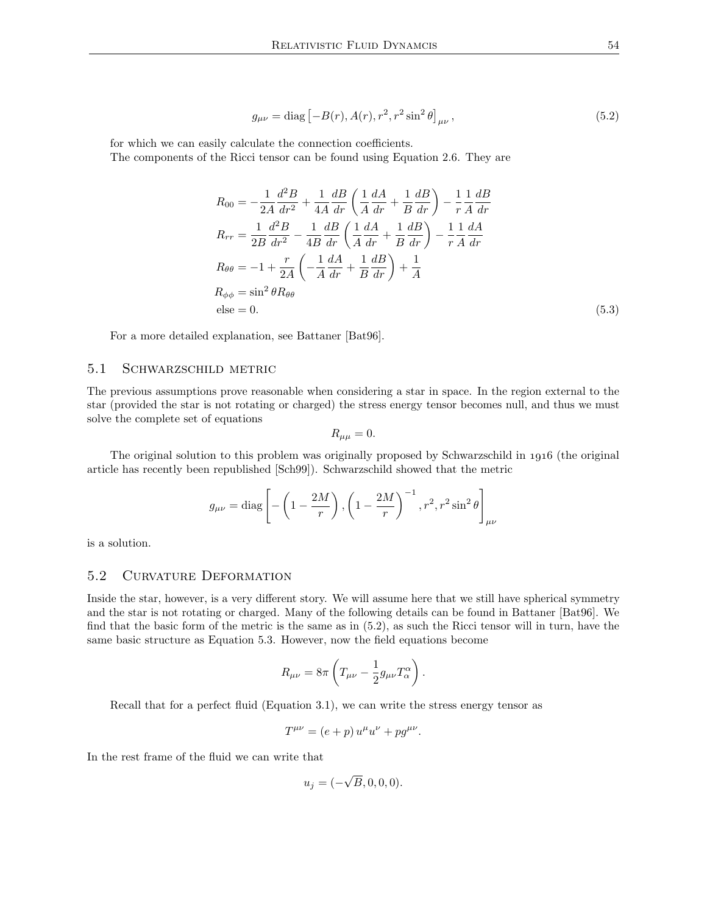$$g_{\mu\nu} = \text{diag}\left[-B(r), A(r), r^2, r^2 \sin^2\theta\right]_{\mu\nu}, \tag{5.2}$$

for which we can easily calculate the connection coefficients.
The components of the Ricci tensor can be found using Equation 2.6. They are

$$\begin{aligned}
R_{00} &= -\frac{1}{2A}\frac{d^2B}{dr^2} + \frac{1}{4A}\frac{dB}{dr}\left(\frac{1}{A}\frac{dA}{dr} + \frac{1}{B}\frac{dB}{dr}\right) - \frac{1}{r}\frac{1}{A}\frac{dB}{dr} \\
R_{rr} &= \frac{1}{2B}\frac{d^2B}{dr^2} - \frac{1}{4B}\frac{dB}{dr}\left(\frac{1}{A}\frac{dA}{dr} + \frac{1}{B}\frac{dB}{dr}\right) - \frac{1}{r}\frac{1}{A}\frac{dA}{dr} \\
R_{\theta\theta} &= -1 + \frac{r}{2A}\left(-\frac{1}{A}\frac{dA}{dr} + \frac{1}{B}\frac{dB}{dr}\right) + \frac{1}{A} \\
R_{\phi\phi} &= \sin^2\theta R_{\theta\theta} \\
\text{else} &= 0.
\end{aligned} \tag{5.3}$$

For a more detailed explanation, see Battaner [Bat96].

## 5.1 Schwarzschild metric

The previous assumptions prove reasonable when considering a star in space. In the region external to the star (provided the star is not rotating or charged) the stress energy tensor becomes null, and thus we must solve the complete set of equations

$$R_{\mu\mu} = 0.$$

The original solution to this problem was originally proposed by Schwarzschild in 1916 (the original article has recently been republished [Sch99]). Schwarzschild showed that the metric

$$g_{\mu\nu} = \text{diag}\left[-\left(1 - \frac{2M}{r}\right), \left(1 - \frac{2M}{r}\right)^{-1}, r^2, r^2 \sin^2\theta\right]_{\mu\nu}$$

is a solution.

## 5.2 Curvature Deformation

Inside the star, however, is a very different story. We will assume here that we still have spherical symmetry and the star is not rotating or charged. Many of the following details can be found in Battaner [Bat96]. We find that the basic form of the metric is the same as in (5.2), as such the Ricci tensor will in turn, have the same basic structure as Equation 5.3. However, now the field equations become

$$R_{\mu\nu} = 8\pi\left(T_{\mu\nu} - \frac{1}{2}g_{\mu\nu}T^{\alpha}_{\alpha}\right).$$

Recall that for a perfect fluid (Equation 3.1), we can write the stress energy tensor as

$$T^{\mu\nu} = (e + p)\, u^\mu u^\nu + p g^{\mu\nu}.$$

In the rest frame of the fluid we can write that

$$u_j = (-\sqrt{B}, 0, 0, 0).$$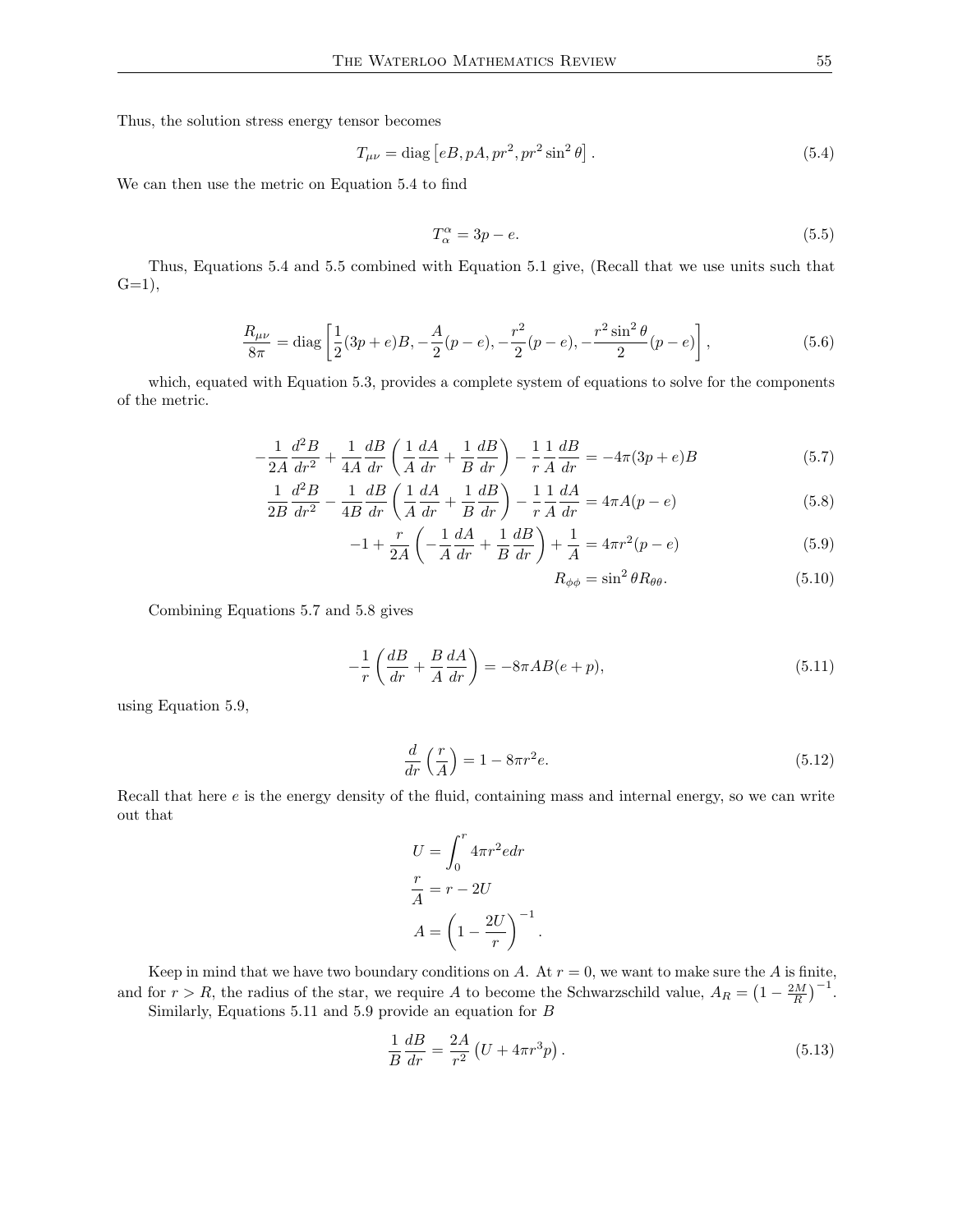Thus, the solution stress energy tensor becomes

$$T_{\mu\nu} = \text{diag}\left[eB, pA, pr^2, pr^2 \sin^2\theta\right]. \tag{5.4}$$

We can then use the metric on Equation 5.4 to find

$$T^{\alpha}_{\alpha} = 3p - e. \tag{5.5}$$

Thus, Equations 5.4 and 5.5 combined with Equation 5.1 give, (Recall that we use units such that G=1),

$$\frac{R_{\mu\nu}}{8\pi} = \text{diag}\left[\frac{1}{2}(3p+e)B, -\frac{A}{2}(p-e), -\frac{r^2}{2}(p-e), -\frac{r^2\sin^2\theta}{2}(p-e)\right], \tag{5.6}$$

which, equated with Equation 5.3, provides a complete system of equations to solve for the components of the metric.

$$-\frac{1}{2A}\frac{d^2B}{dr^2} + \frac{1}{4A}\frac{dB}{dr}\left(\frac{1}{A}\frac{dA}{dr} + \frac{1}{B}\frac{dB}{dr}\right) - \frac{1}{r}\frac{1}{A}\frac{dB}{dr} = -4\pi(3p+e)B \tag{5.7}$$

$$\frac{1}{2B}\frac{d^2B}{dr^2} - \frac{1}{4B}\frac{dB}{dr}\left(\frac{1}{A}\frac{dA}{dr} + \frac{1}{B}\frac{dB}{dr}\right) - \frac{1}{r}\frac{1}{A}\frac{dA}{dr} = 4\pi A(p-e) \tag{5.8}$$

$$-1 + \frac{r}{2A}\left(-\frac{1}{A}\frac{dA}{dr} + \frac{1}{B}\frac{dB}{dr}\right) + \frac{1}{A} = 4\pi r^2(p-e) \tag{5.9}$$

$$R_{\phi\phi} = \sin^2\theta R_{\theta\theta}. \tag{5.10}$$

Combining Equations 5.7 and 5.8 gives

$$-\frac{1}{r}\left(\frac{dB}{dr} + \frac{B}{A}\frac{dA}{dr}\right) = -8\pi AB(e+p), \tag{5.11}$$

using Equation 5.9,

$$\frac{d}{dr}\left(\frac{r}{A}\right) = 1 - 8\pi r^2 e. \tag{5.12}$$

Recall that here $e$ is the energy density of the fluid, containing mass and internal energy, so we can write out that

$$U = \int_0^r 4\pi r^2 e dr$$
$$\frac{r}{A} = r - 2U$$
$$A = \left(1 - \frac{2U}{r}\right)^{-1}.$$

Keep in mind that we have two boundary conditions on $A$. At $r = 0$, we want to make sure the $A$ is finite, and for $r > R$, the radius of the star, we require $A$ to become the Schwarzschild value, $A_R = \left(1 - \frac{2M}{R}\right)^{-1}$.

Similarly, Equations 5.11 and 5.9 provide an equation for $B$

$$\frac{1}{B}\frac{dB}{dr} = \frac{2A}{r^2}\left(U + 4\pi r^3 p\right). \tag{5.13}$$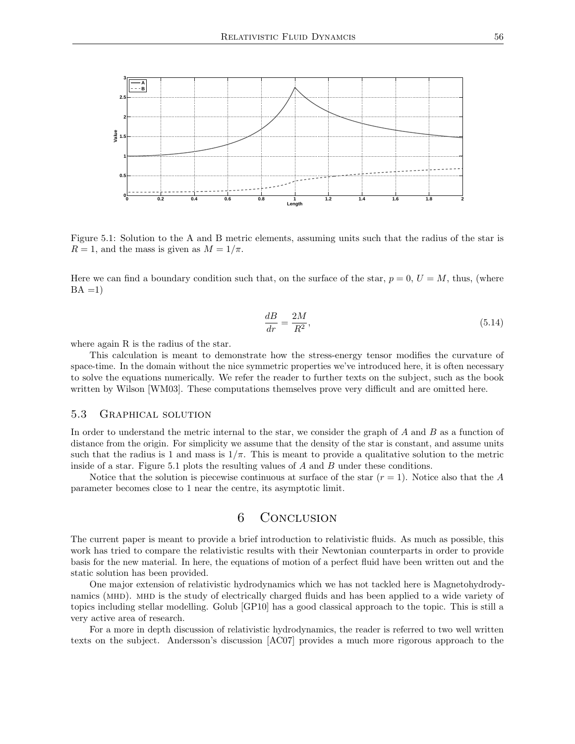A
B
Value
Length
0 0.2 0.4 0.6 0.8 1 1.2 1.4 1.6 1.8 2
0 0.5 1 1.5 2 2.5 3

Figure 5.1: Solution to the A and B metric elements, assuming units such that the radius of the star is $R = 1$, and the mass is given as $M = 1/\pi$.

Here we can find a boundary condition such that, on the surface of the star, $p = 0$, $U = M$, thus, (where BA =1)

$$\frac{dB}{dr} = \frac{2M}{R^2}, \tag{5.14}$$

where again R is the radius of the star.

This calculation is meant to demonstrate how the stress-energy tensor modifies the curvature of space-time. In the domain without the nice symmetric properties we've introduced here, it is often necessary to solve the equations numerically. We refer the reader to further texts on the subject, such as the book written by Wilson [WM03]. These computations themselves prove very difficult and are omitted here.

### 5.3 Graphical solution

In order to understand the metric internal to the star, we consider the graph of $A$ and $B$ as a function of distance from the origin. For simplicity we assume that the density of the star is constant, and assume units such that the radius is 1 and mass is $1/\pi$. This is meant to provide a qualitative solution to the metric inside of a star. Figure 5.1 plots the resulting values of $A$ and $B$ under these conditions.

Notice that the solution is piecewise continuous at surface of the star ($r = 1$). Notice also that the $A$ parameter becomes close to 1 near the centre, its asymptotic limit.

## 6 Conclusion

The current paper is meant to provide a brief introduction to relativistic fluids. As much as possible, this work has tried to compare the relativistic results with their Newtonian counterparts in order to provide basis for the new material. In here, the equations of motion of a perfect fluid have been written out and the static solution has been provided.

One major extension of relativistic hydrodynamics which we has not tackled here is Magnetohydrodynamics (MHD). MHD is the study of electrically charged fluids and has been applied to a wide variety of topics including stellar modelling. Golub [GP10] has a good classical approach to the topic. This is still a very active area of research.

For a more in depth discussion of relativistic hydrodynamics, the reader is referred to two well written texts on the subject. Andersson's discussion [AC07] provides a much more rigorous approach to the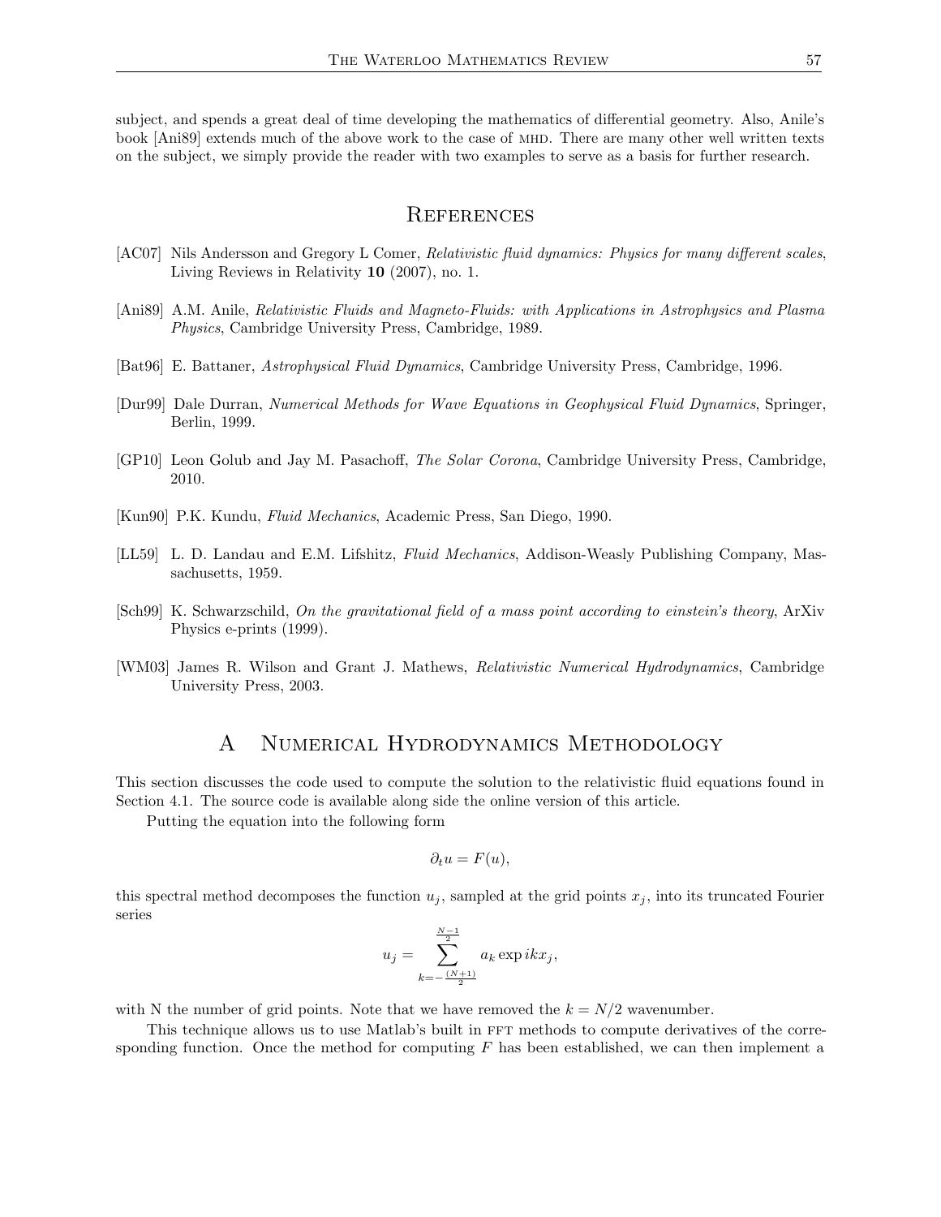subject, and spends a great deal of time developing the mathematics of differential geometry. Also, Anile's book [Ani89] extends much of the above work to the case of MHD. There are many other well written texts on the subject, we simply provide the reader with two examples to serve as a basis for further research.

# References

[AC07] Nils Andersson and Gregory L Comer, *Relativistic fluid dynamics: Physics for many different scales*, Living Reviews in Relativity **10** (2007), no. 1.

[Ani89] A.M. Anile, *Relativistic Fluids and Magneto-Fluids: with Applications in Astrophysics and Plasma Physics*, Cambridge University Press, Cambridge, 1989.

[Bat96] E. Battaner, *Astrophysical Fluid Dynamics*, Cambridge University Press, Cambridge, 1996.

[Dur99] Dale Durran, *Numerical Methods for Wave Equations in Geophysical Fluid Dynamics*, Springer, Berlin, 1999.

[GP10] Leon Golub and Jay M. Pasachoff, *The Solar Corona*, Cambridge University Press, Cambridge, 2010.

[Kun90] P.K. Kundu, *Fluid Mechanics*, Academic Press, San Diego, 1990.

[LL59] L. D. Landau and E.M. Lifshitz, *Fluid Mechanics*, Addison-Weasly Publishing Company, Massachusetts, 1959.

[Sch99] K. Schwarzschild, *On the gravitational field of a mass point according to einstein's theory*, ArXiv Physics e-prints (1999).

[WM03] James R. Wilson and Grant J. Mathews, *Relativistic Numerical Hydrodynamics*, Cambridge University Press, 2003.

# A Numerical Hydrodynamics Methodology

This section discusses the code used to compute the solution to the relativistic fluid equations found in Section 4.1. The source code is available along side the online version of this article.

Putting the equation into the following form

$$\partial_t u = F(u),$$

this spectral method decomposes the function $u_j$, sampled at the grid points $x_j$, into its truncated Fourier series

$$u_j = \sum_{k=-\frac{(N+1)}{2}}^{\frac{N-1}{2}} a_k \exp ikx_j,$$

with N the number of grid points. Note that we have removed the $k = N/2$ wavenumber.

This technique allows us to use Matlab's built in FFT methods to compute derivatives of the corresponding function. Once the method for computing $F$ has been established, we can then implement a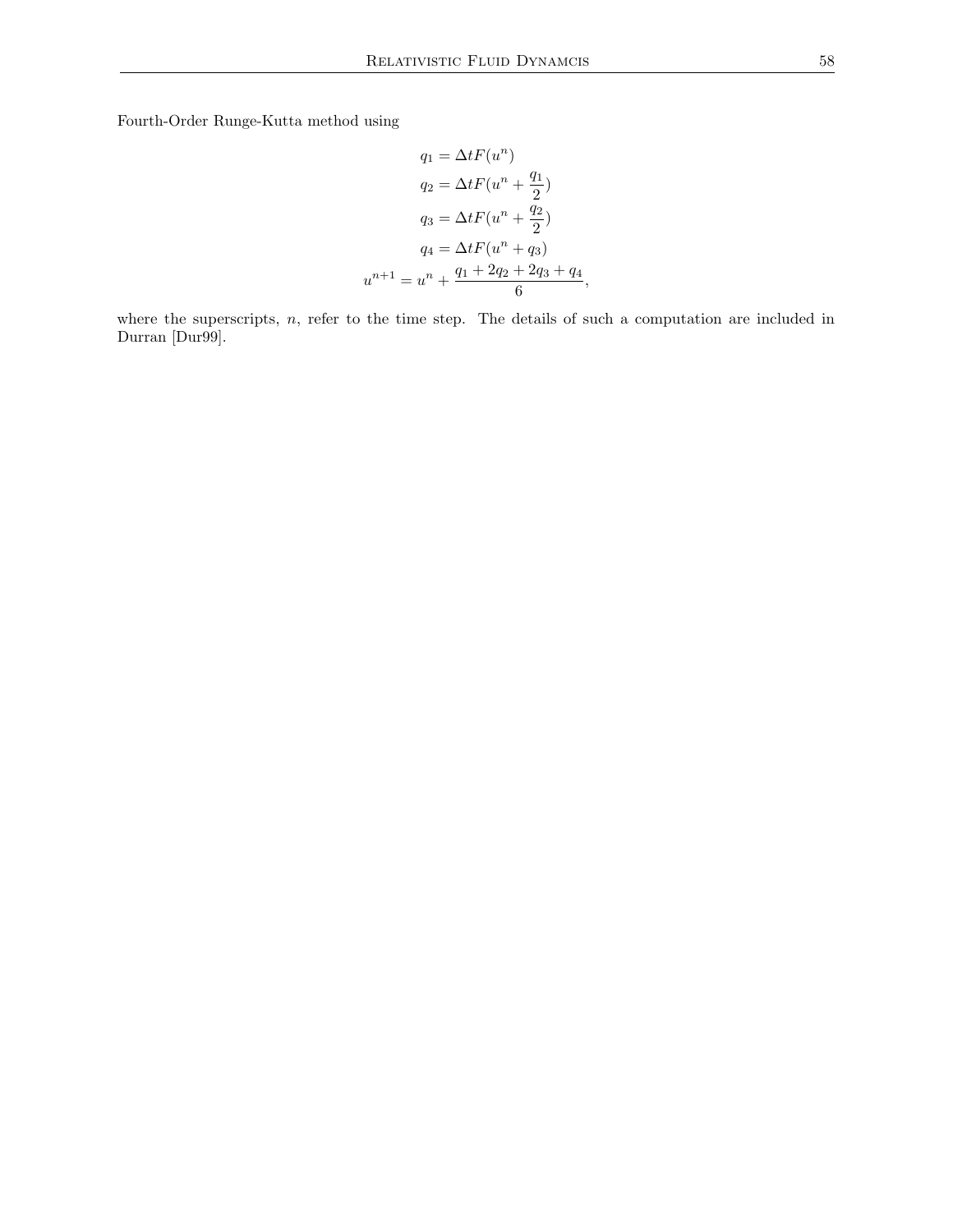Fourth-Order Runge-Kutta method using

$$
\begin{aligned}
q_1 &= \Delta t F(u^n) \\
q_2 &= \Delta t F(u^n + \frac{q_1}{2}) \\
q_3 &= \Delta t F(u^n + \frac{q_2}{2}) \\
q_4 &= \Delta t F(u^n + q_3) \\
u^{n+1} &= u^n + \frac{q_1 + 2q_2 + 2q_3 + q_4}{6},
\end{aligned}
$$

where the superscripts, $n$, refer to the time step. The details of such a computation are included in Durran [Dur99].